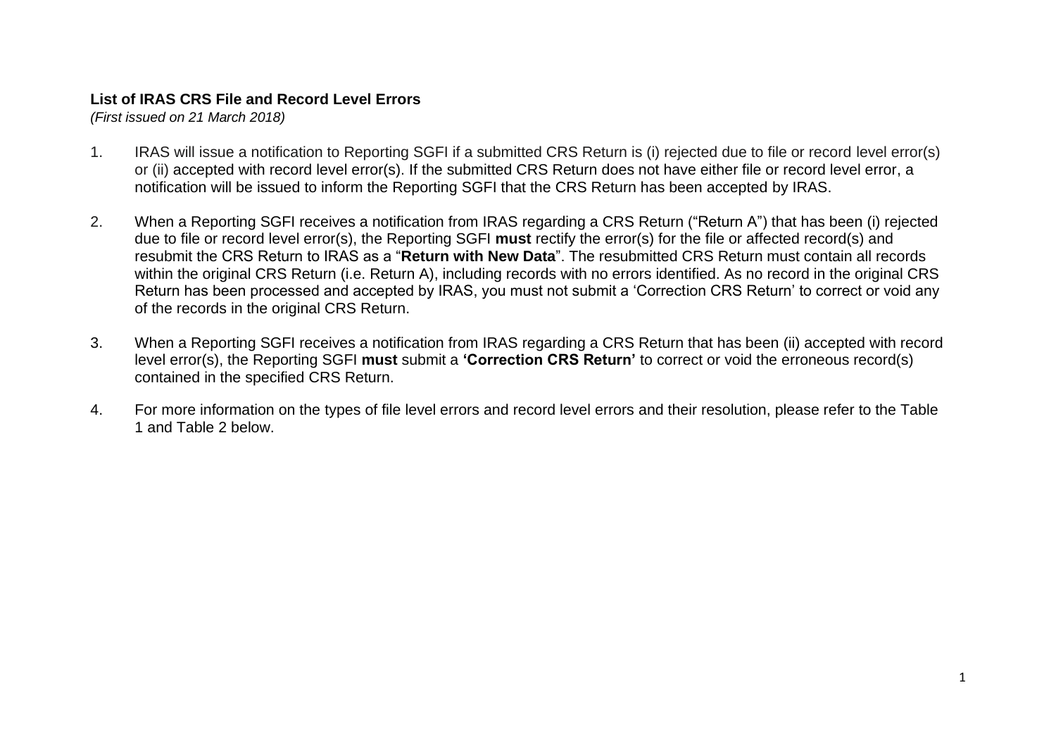**List of IRAS CRS File and Record Level Errors**

*(First issued on 21 March 2018)*

1. IRAS will issue a notification to Reporting SGFI if a submitted CRS Return is (i) rejected due to file or record level error(s) or (ii) accepted with record level error(s). If the submitted CRS Return does not have either file or record level error, a notification will be issued to inform the Reporting SGFI that the CRS Return has been accepted by IRAS.

2. When a Reporting SGFI receives a notification from IRAS regarding a CRS Return ("Return A") that has been (i) rejected due to file or record level error(s), the Reporting SGFI **must** rectify the error(s) for the file or affected record(s) and resubmit the CRS Return to IRAS as a "**Return with New Data**". The resubmitted CRS Return must contain all records within the original CRS Return (i.e. Return A), including records with no errors identified. As no record in the original CRS Return has been processed and accepted by IRAS, you must not submit a 'Correction CRS Return' to correct or void any of the records in the original CRS Return.

3. When a Reporting SGFI receives a notification from IRAS regarding a CRS Return that has been (ii) accepted with record level error(s), the Reporting SGFI **must** submit a **'Correction CRS Return'** to correct or void the erroneous record(s) contained in the specified CRS Return.

4. For more information on the types of file level errors and record level errors and their resolution, please refer to the Table 1 and Table 2 below.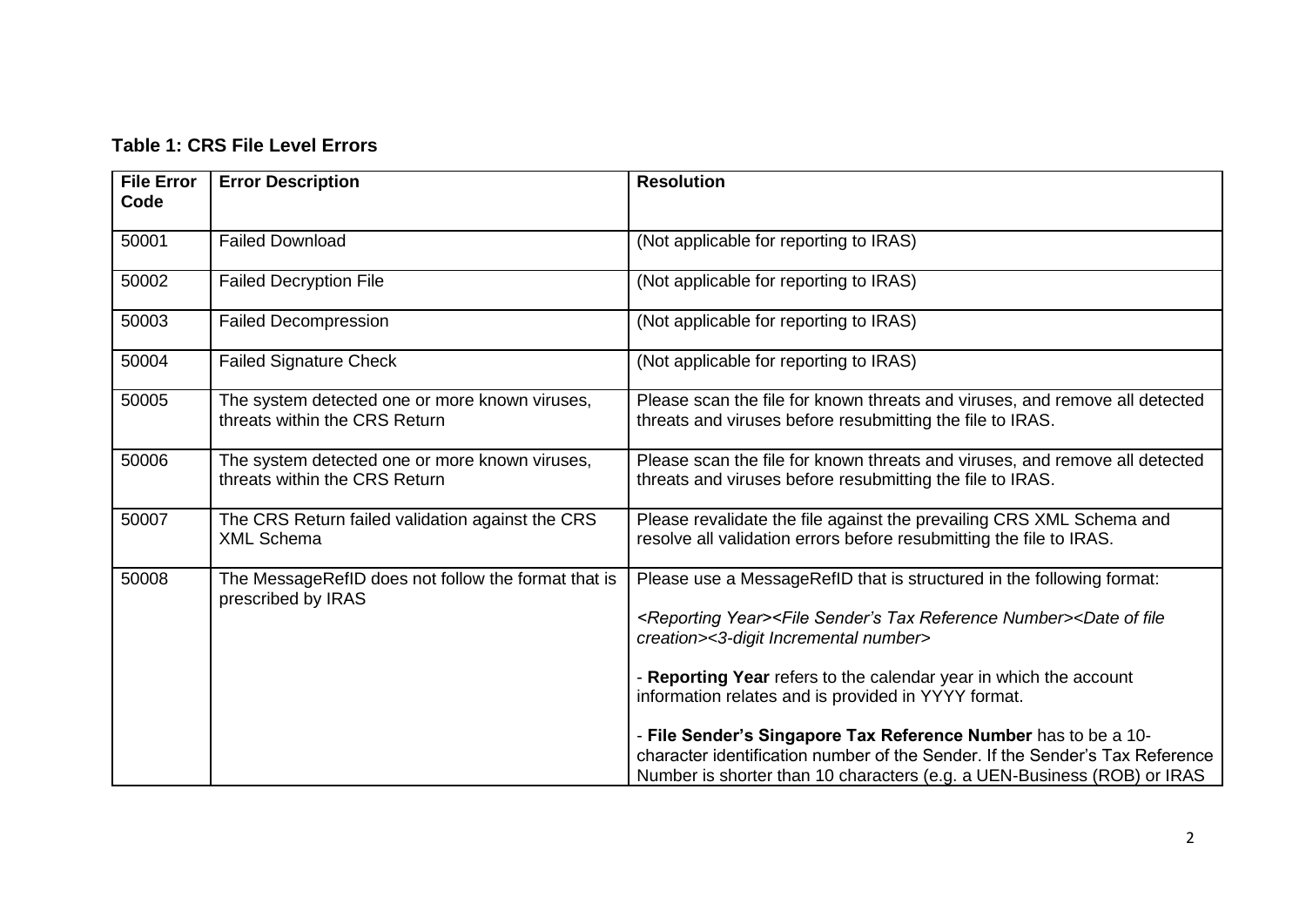**Table 1: CRS File Level Errors**

| File Error Code | Error Description | Resolution |
|---|---|---|
| 50001 | Failed Download | (Not applicable for reporting to IRAS) |
| 50002 | Failed Decryption File | (Not applicable for reporting to IRAS) |
| 50003 | Failed Decompression | (Not applicable for reporting to IRAS) |
| 50004 | Failed Signature Check | (Not applicable for reporting to IRAS) |
| 50005 | The system detected one or more known viruses, threats within the CRS Return | Please scan the file for known threats and viruses, and remove all detected threats and viruses before resubmitting the file to IRAS. |
| 50006 | The system detected one or more known viruses, threats within the CRS Return | Please scan the file for known threats and viruses, and remove all detected threats and viruses before resubmitting the file to IRAS. |
| 50007 | The CRS Return failed validation against the CRS XML Schema | Please revalidate the file against the prevailing CRS XML Schema and resolve all validation errors before resubmitting the file to IRAS. |
| 50008 | The MessageRefID does not follow the format that is prescribed by IRAS | Please use a MessageRefID that is structured in the following format:<br><br>*<Reporting Year><File Sender's Tax Reference Number><Date of file creation><3-digit Incremental number>*<br><br>- **Reporting Year** refers to the calendar year in which the account information relates and is provided in YYYY format.<br><br>- **File Sender's Singapore Tax Reference Number** has to be a 10-character identification number of the Sender. If the Sender's Tax Reference Number is shorter than 10 characters (e.g. a UEN-Business (ROB) or IRAS |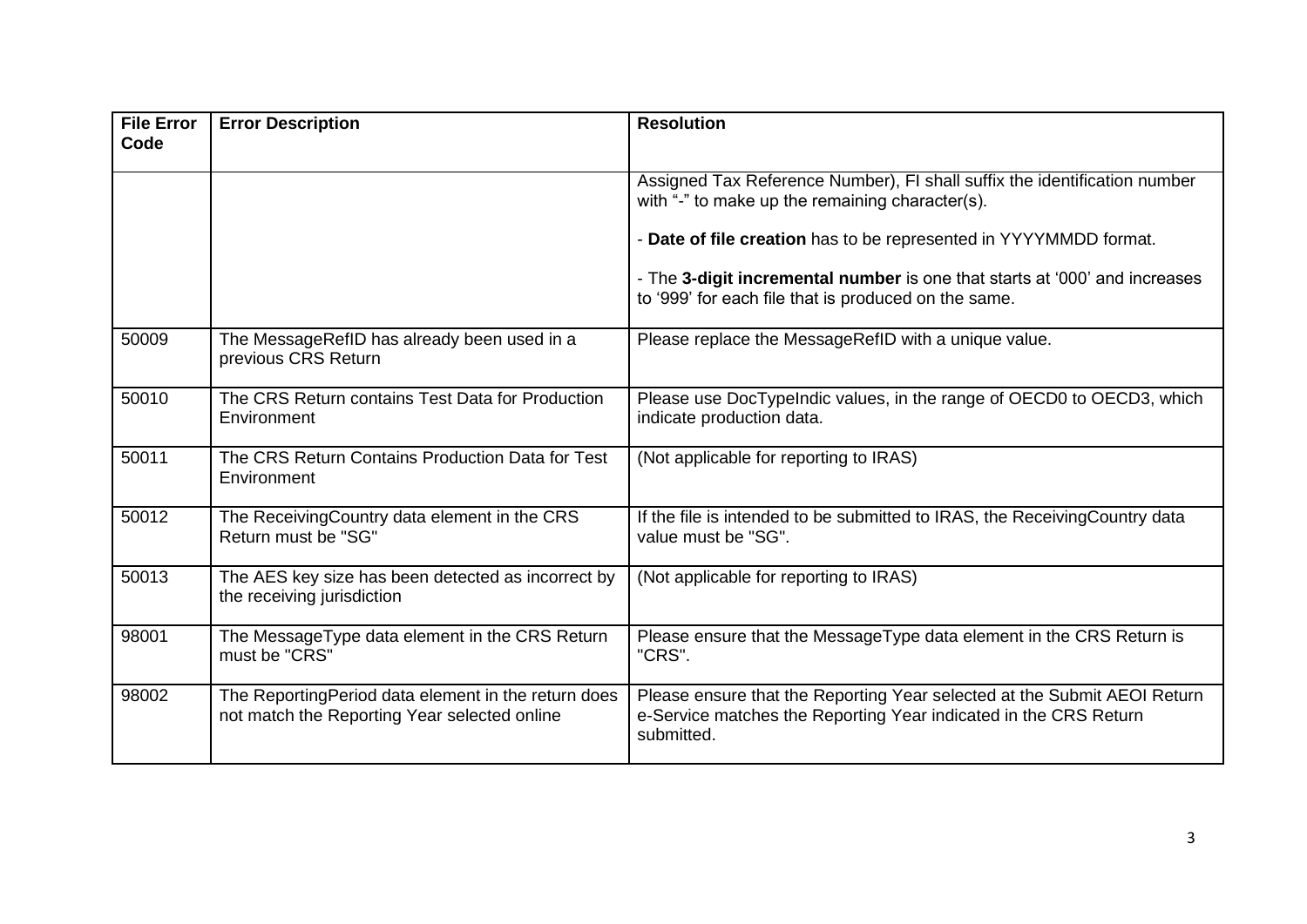| File Error Code | Error Description | Resolution |
| --- | --- | --- |
| | | Assigned Tax Reference Number), FI shall suffix the identification number with "-" to make up the remaining character(s).<br><br>- **Date of file creation** has to be represented in YYYYMMDD format.<br><br>- The **3-digit incremental number** is one that starts at '000' and increases to '999' for each file that is produced on the same. |
| 50009 | The MessageRefID has already been used in a previous CRS Return | Please replace the MessageRefID with a unique value. |
| 50010 | The CRS Return contains Test Data for Production Environment | Please use DocTypeIndic values, in the range of OECD0 to OECD3, which indicate production data. |
| 50011 | The CRS Return Contains Production Data for Test Environment | (Not applicable for reporting to IRAS) |
| 50012 | The ReceivingCountry data element in the CRS Return must be "SG" | If the file is intended to be submitted to IRAS, the ReceivingCountry data value must be "SG". |
| 50013 | The AES key size has been detected as incorrect by the receiving jurisdiction | (Not applicable for reporting to IRAS) |
| 98001 | The MessageType data element in the CRS Return must be "CRS" | Please ensure that the MessageType data element in the CRS Return is "CRS". |
| 98002 | The ReportingPeriod data element in the return does not match the Reporting Year selected online | Please ensure that the Reporting Year selected at the Submit AEOI Return e-Service matches the Reporting Year indicated in the CRS Return submitted. |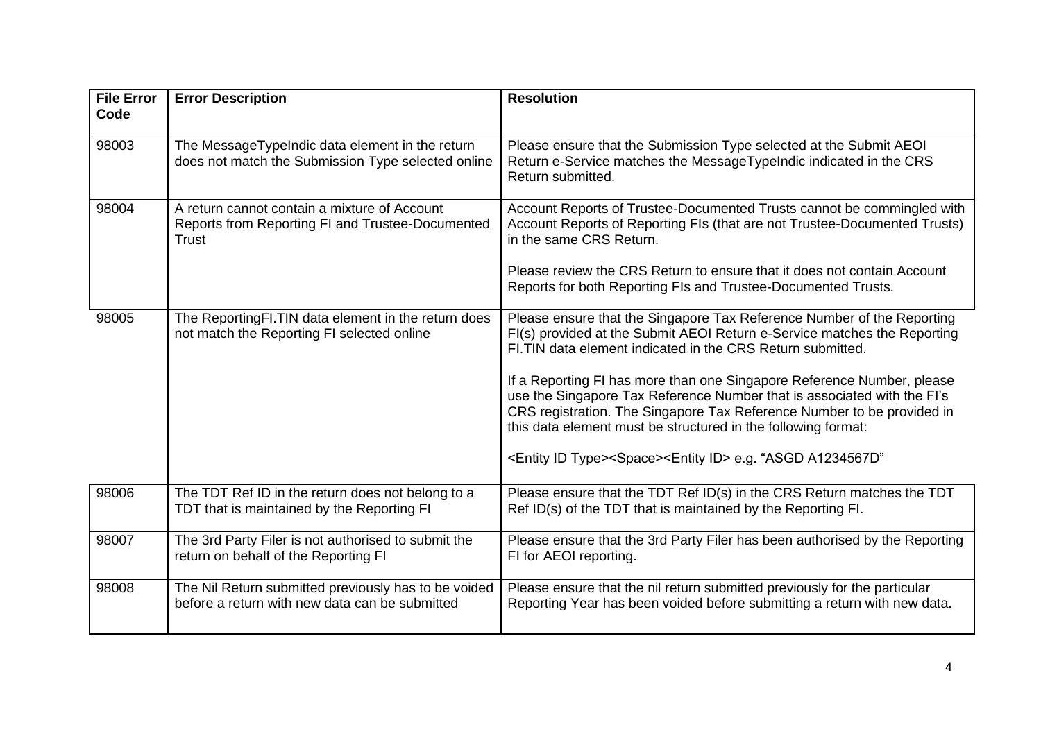| File Error Code | Error Description | Resolution |
| --- | --- | --- |
| 98003 | The MessageTypeIndic data element in the return does not match the Submission Type selected online | Please ensure that the Submission Type selected at the Submit AEOI Return e-Service matches the MessageTypeIndic indicated in the CRS Return submitted. |
| 98004 | A return cannot contain a mixture of Account Reports from Reporting FI and Trustee-Documented Trust | Account Reports of Trustee-Documented Trusts cannot be commingled with Account Reports of Reporting FIs (that are not Trustee-Documented Trusts) in the same CRS Return.<br><br>Please review the CRS Return to ensure that it does not contain Account Reports for both Reporting FIs and Trustee-Documented Trusts. |
| 98005 | The ReportingFI.TIN data element in the return does not match the Reporting FI selected online | Please ensure that the Singapore Tax Reference Number of the Reporting FI(s) provided at the Submit AEOI Return e-Service matches the Reporting FI.TIN data element indicated in the CRS Return submitted.<br><br>If a Reporting FI has more than one Singapore Reference Number, please use the Singapore Tax Reference Number that is associated with the FI's CRS registration. The Singapore Tax Reference Number to be provided in this data element must be structured in the following format:<br><br>&lt;Entity ID Type&gt;&lt;Space&gt;&lt;Entity ID&gt; e.g. "ASGD A1234567D" |
| 98006 | The TDT Ref ID in the return does not belong to a TDT that is maintained by the Reporting FI | Please ensure that the TDT Ref ID(s) in the CRS Return matches the TDT Ref ID(s) of the TDT that is maintained by the Reporting FI. |
| 98007 | The 3rd Party Filer is not authorised to submit the return on behalf of the Reporting FI | Please ensure that the 3rd Party Filer has been authorised by the Reporting FI for AEOI reporting. |
| 98008 | The Nil Return submitted previously has to be voided before a return with new data can be submitted | Please ensure that the nil return submitted previously for the particular Reporting Year has been voided before submitting a return with new data. |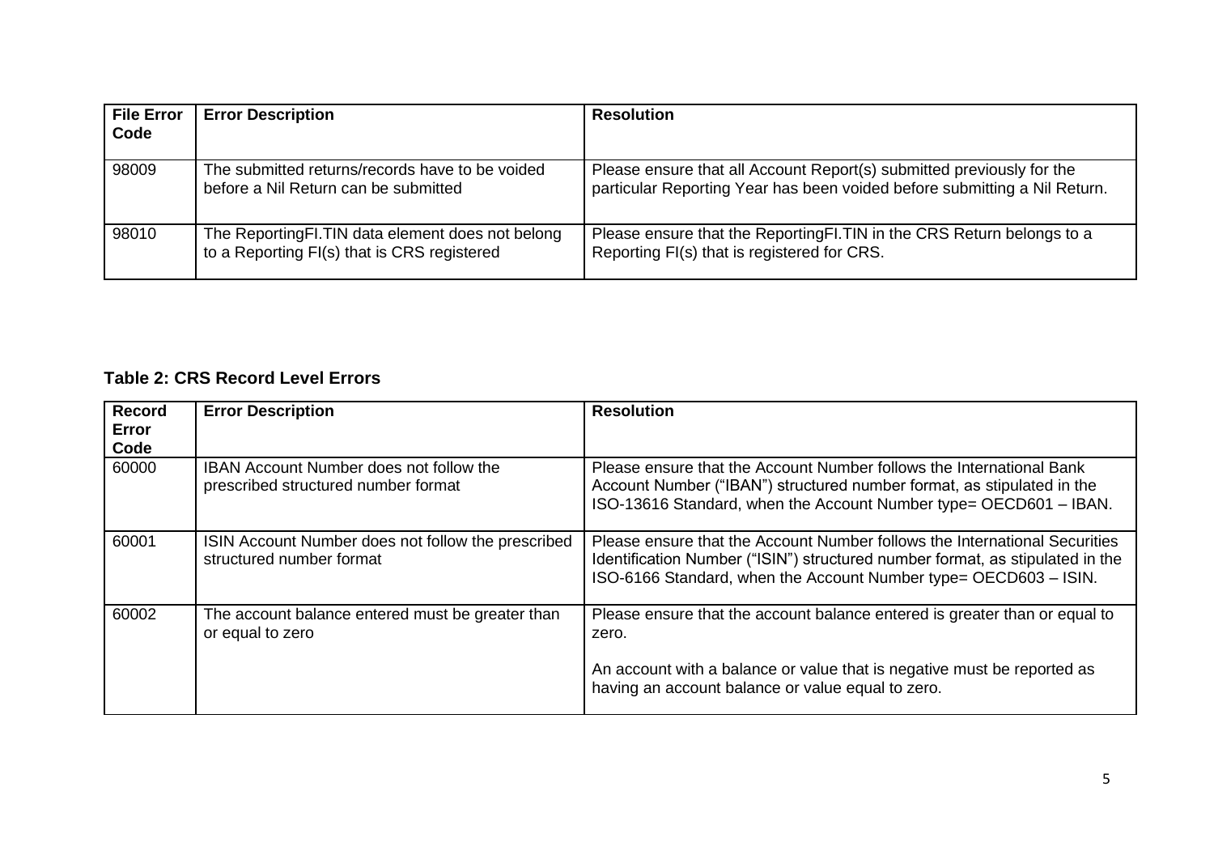| File Error Code | Error Description | Resolution |
| --- | --- | --- |
| 98009 | The submitted returns/records have to be voided before a Nil Return can be submitted | Please ensure that all Account Report(s) submitted previously for the particular Reporting Year has been voided before submitting a Nil Return. |
| 98010 | The ReportingFI.TIN data element does not belong to a Reporting FI(s) that is CRS registered | Please ensure that the ReportingFI.TIN in the CRS Return belongs to a Reporting FI(s) that is registered for CRS. |

**Table 2: CRS Record Level Errors**

| Record Error Code | Error Description | Resolution |
| --- | --- | --- |
| 60000 | IBAN Account Number does not follow the prescribed structured number format | Please ensure that the Account Number follows the International Bank Account Number ("IBAN") structured number format, as stipulated in the ISO-13616 Standard, when the Account Number type= OECD601 – IBAN. |
| 60001 | ISIN Account Number does not follow the prescribed structured number format | Please ensure that the Account Number follows the International Securities Identification Number ("ISIN") structured number format, as stipulated in the ISO-6166 Standard, when the Account Number type= OECD603 – ISIN. |
| 60002 | The account balance entered must be greater than or equal to zero | Please ensure that the account balance entered is greater than or equal to zero.<br><br>An account with a balance or value that is negative must be reported as having an account balance or value equal to zero. |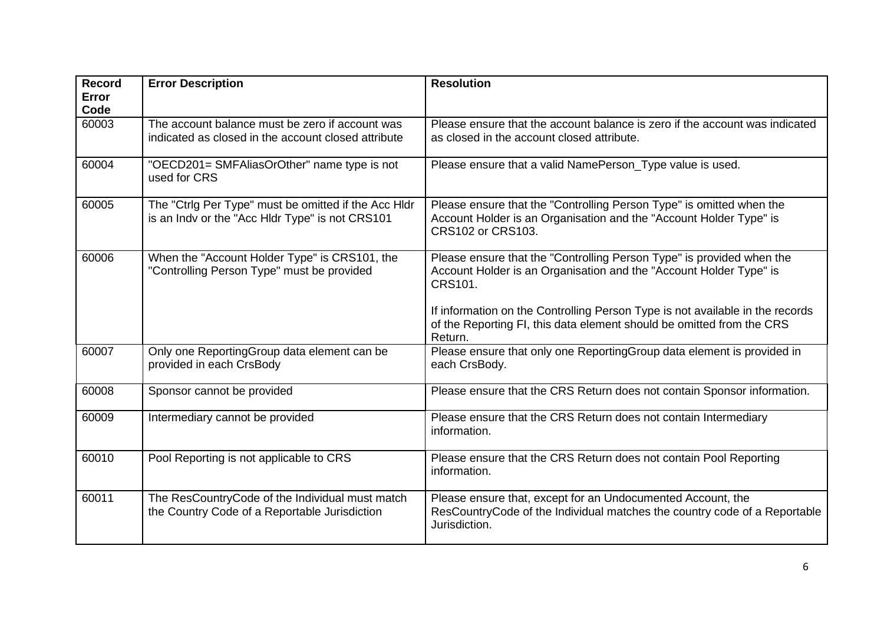| Record Error Code | Error Description | Resolution |
|---|---|---|
| 60003 | The account balance must be zero if account was indicated as closed in the account closed attribute | Please ensure that the account balance is zero if the account was indicated as closed in the account closed attribute. |
| 60004 | "OECD201= SMFAliasOrOther" name type is not used for CRS | Please ensure that a valid NamePerson_Type value is used. |
| 60005 | The "Ctrlg Per Type" must be omitted if the Acc Hldr is an Indv or the "Acc Hldr Type" is not CRS101 | Please ensure that the "Controlling Person Type" is omitted when the Account Holder is an Organisation and the "Account Holder Type" is CRS102 or CRS103. |
| 60006 | When the "Account Holder Type" is CRS101, the "Controlling Person Type" must be provided | Please ensure that the "Controlling Person Type" is provided when the Account Holder is an Organisation and the "Account Holder Type" is CRS101.<br><br>If information on the Controlling Person Type is not available in the records of the Reporting FI, this data element should be omitted from the CRS Return. |
| 60007 | Only one ReportingGroup data element can be provided in each CrsBody | Please ensure that only one ReportingGroup data element is provided in each CrsBody. |
| 60008 | Sponsor cannot be provided | Please ensure that the CRS Return does not contain Sponsor information. |
| 60009 | Intermediary cannot be provided | Please ensure that the CRS Return does not contain Intermediary information. |
| 60010 | Pool Reporting is not applicable to CRS | Please ensure that the CRS Return does not contain Pool Reporting information. |
| 60011 | The ResCountryCode of the Individual must match the Country Code of a Reportable Jurisdiction | Please ensure that, except for an Undocumented Account, the ResCountryCode of the Individual matches the country code of a Reportable Jurisdiction. |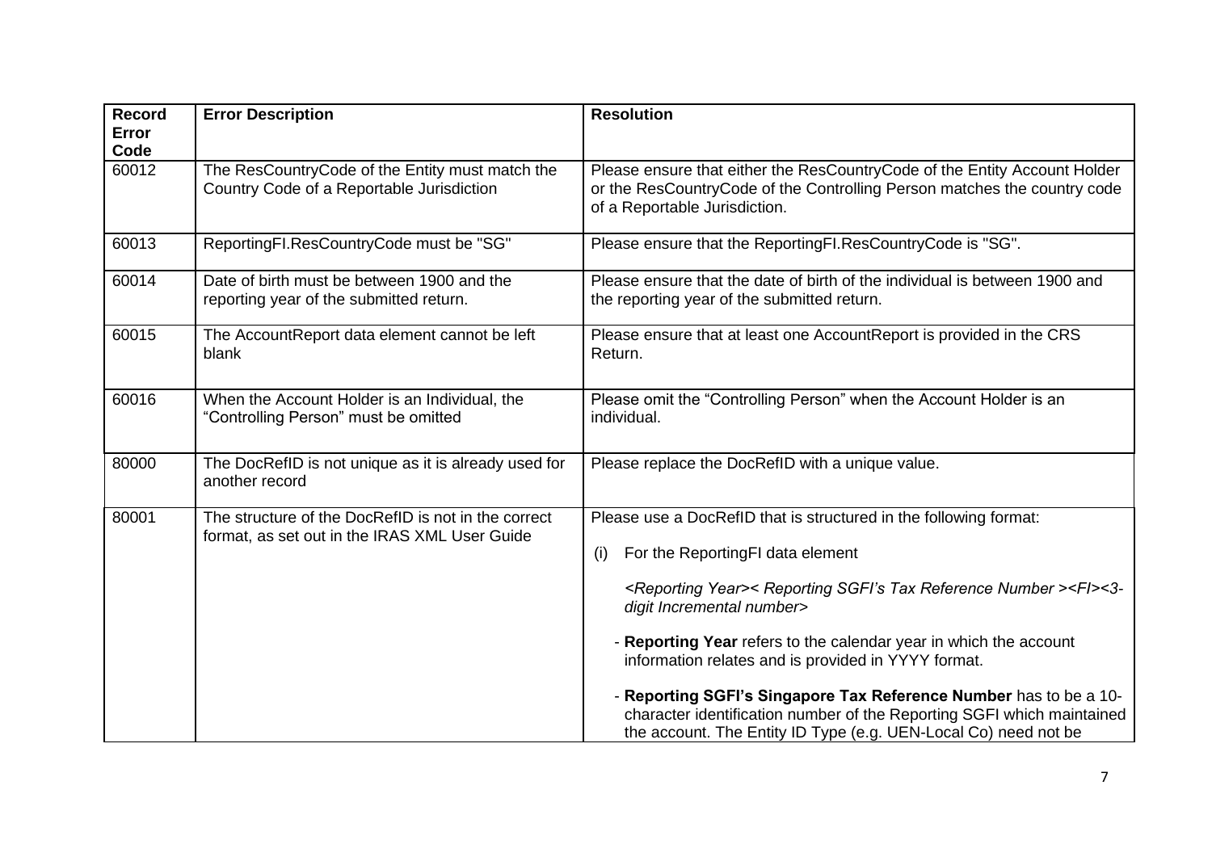| Record Error Code | Error Description | Resolution |
|---|---|---|
| 60012 | The ResCountryCode of the Entity must match the Country Code of a Reportable Jurisdiction | Please ensure that either the ResCountryCode of the Entity Account Holder or the ResCountryCode of the Controlling Person matches the country code of a Reportable Jurisdiction. |
| 60013 | ReportingFI.ResCountryCode must be "SG" | Please ensure that the ReportingFI.ResCountryCode is "SG". |
| 60014 | Date of birth must be between 1900 and the reporting year of the submitted return. | Please ensure that the date of birth of the individual is between 1900 and the reporting year of the submitted return. |
| 60015 | The AccountReport data element cannot be left blank | Please ensure that at least one AccountReport is provided in the CRS Return. |
| 60016 | When the Account Holder is an Individual, the "Controlling Person" must be omitted | Please omit the "Controlling Person" when the Account Holder is an individual. |
| 80000 | The DocRefID is not unique as it is already used for another record | Please replace the DocRefID with a unique value. |
| 80001 | The structure of the DocRefID is not in the correct format, as set out in the IRAS XML User Guide | Please use a DocRefID that is structured in the following format:<br><br>(i) For the ReportingFI data element<br><br>*<Reporting Year>< Reporting SGFI's Tax Reference Number ><FI><3-digit Incremental number>*<br><br>- **Reporting Year** refers to the calendar year in which the account information relates and is provided in YYYY format.<br><br>- **Reporting SGFI's Singapore Tax Reference Number** has to be a 10-character identification number of the Reporting SGFI which maintained the account. The Entity ID Type (e.g. UEN-Local Co) need not be |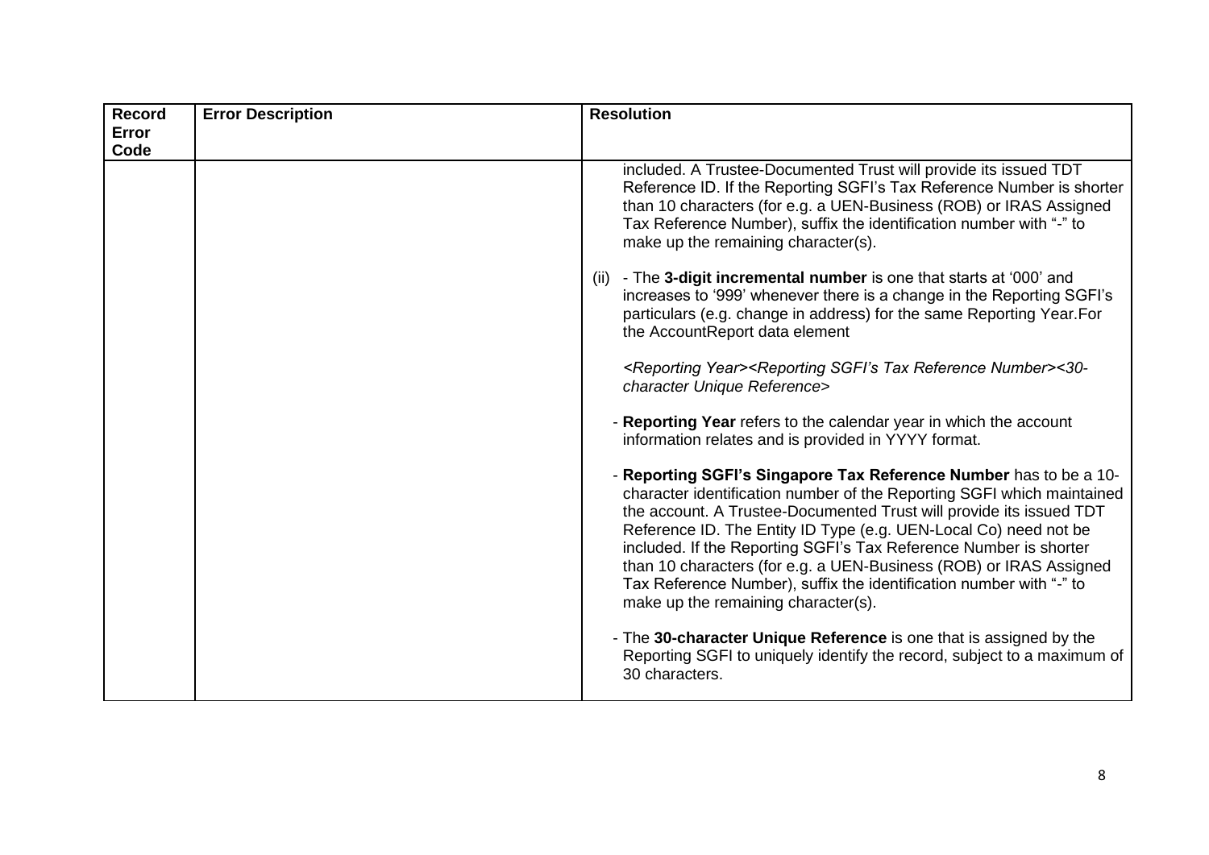| Record Error Code | Error Description | Resolution |
| --- | --- | --- |
| | | included. A Trustee-Documented Trust will provide its issued TDT Reference ID. If the Reporting SGFI's Tax Reference Number is shorter than 10 characters (for e.g. a UEN-Business (ROB) or IRAS Assigned Tax Reference Number), suffix the identification number with "-" to make up the remaining character(s).<br><br>(ii) - The **3-digit incremental number** is one that starts at '000' and increases to '999' whenever there is a change in the Reporting SGFI's particulars (e.g. change in address) for the same Reporting Year.For the AccountReport data element<br><br>*<Reporting Year><Reporting SGFI's Tax Reference Number><30-character Unique Reference>*<br><br>- **Reporting Year** refers to the calendar year in which the account information relates and is provided in YYYY format.<br><br>- **Reporting SGFI's Singapore Tax Reference Number** has to be a 10-character identification number of the Reporting SGFI which maintained the account. A Trustee-Documented Trust will provide its issued TDT Reference ID. The Entity ID Type (e.g. UEN-Local Co) need not be included. If the Reporting SGFI's Tax Reference Number is shorter than 10 characters (for e.g. a UEN-Business (ROB) or IRAS Assigned Tax Reference Number), suffix the identification number with "-" to make up the remaining character(s).<br><br>- The **30-character Unique Reference** is one that is assigned by the Reporting SGFI to uniquely identify the record, subject to a maximum of 30 characters. |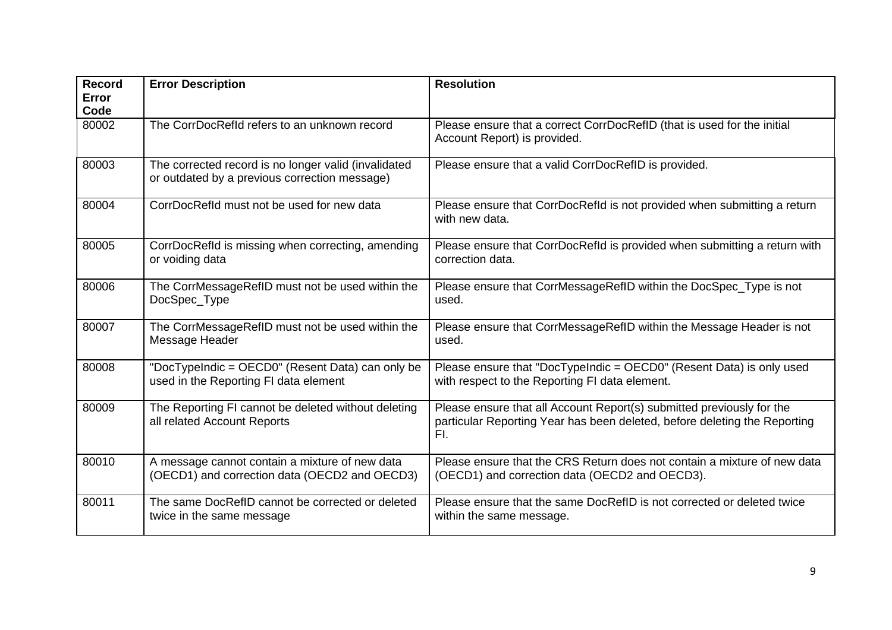| Record Error Code | Error Description | Resolution |
|---|---|---|
| 80002 | The CorrDocRefId refers to an unknown record | Please ensure that a correct CorrDocRefID (that is used for the initial Account Report) is provided. |
| 80003 | The corrected record is no longer valid (invalidated or outdated by a previous correction message) | Please ensure that a valid CorrDocRefID is provided. |
| 80004 | CorrDocRefId must not be used for new data | Please ensure that CorrDocRefId is not provided when submitting a return with new data. |
| 80005 | CorrDocRefId is missing when correcting, amending or voiding data | Please ensure that CorrDocRefId is provided when submitting a return with correction data. |
| 80006 | The CorrMessageRefID must not be used within the DocSpec_Type | Please ensure that CorrMessageRefID within the DocSpec_Type is not used. |
| 80007 | The CorrMessageRefID must not be used within the Message Header | Please ensure that CorrMessageRefID within the Message Header is not used. |
| 80008 | "DocTypeIndic = OECD0" (Resent Data) can only be used in the Reporting FI data element | Please ensure that "DocTypeIndic = OECD0" (Resent Data) is only used with respect to the Reporting FI data element. |
| 80009 | The Reporting FI cannot be deleted without deleting all related Account Reports | Please ensure that all Account Report(s) submitted previously for the particular Reporting Year has been deleted, before deleting the Reporting FI. |
| 80010 | A message cannot contain a mixture of new data (OECD1) and correction data (OECD2 and OECD3) | Please ensure that the CRS Return does not contain a mixture of new data (OECD1) and correction data (OECD2 and OECD3). |
| 80011 | The same DocRefID cannot be corrected or deleted twice in the same message | Please ensure that the same DocRefID is not corrected or deleted twice within the same message. |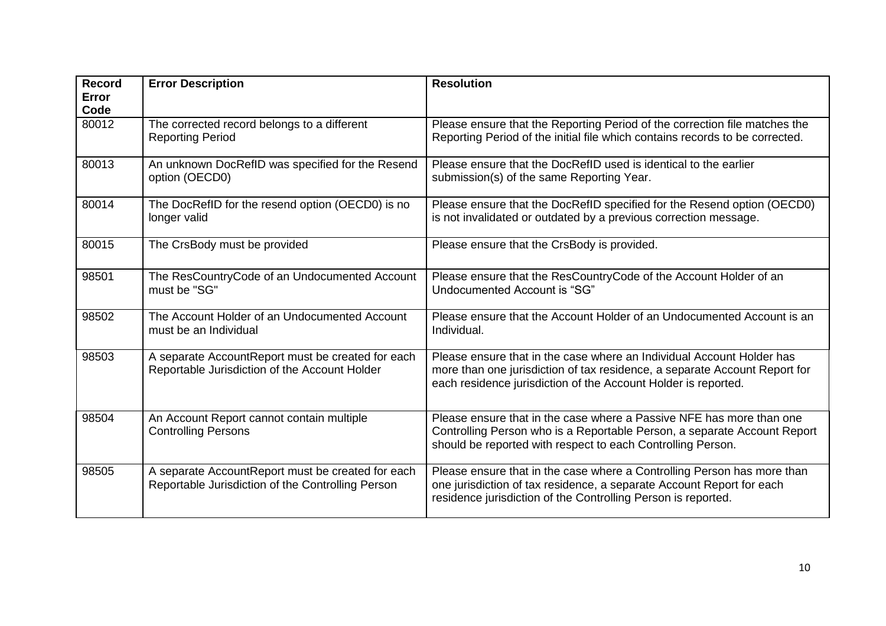| Record Error Code | Error Description | Resolution |
|---|---|---|
| 80012 | The corrected record belongs to a different Reporting Period | Please ensure that the Reporting Period of the correction file matches the Reporting Period of the initial file which contains records to be corrected. |
| 80013 | An unknown DocRefID was specified for the Resend option (OECD0) | Please ensure that the DocRefID used is identical to the earlier submission(s) of the same Reporting Year. |
| 80014 | The DocRefID for the resend option (OECD0) is no longer valid | Please ensure that the DocRefID specified for the Resend option (OECD0) is not invalidated or outdated by a previous correction message. |
| 80015 | The CrsBody must be provided | Please ensure that the CrsBody is provided. |
| 98501 | The ResCountryCode of an Undocumented Account must be "SG" | Please ensure that the ResCountryCode of the Account Holder of an Undocumented Account is "SG" |
| 98502 | The Account Holder of an Undocumented Account must be an Individual | Please ensure that the Account Holder of an Undocumented Account is an Individual. |
| 98503 | A separate AccountReport must be created for each Reportable Jurisdiction of the Account Holder | Please ensure that in the case where an Individual Account Holder has more than one jurisdiction of tax residence, a separate Account Report for each residence jurisdiction of the Account Holder is reported. |
| 98504 | An Account Report cannot contain multiple Controlling Persons | Please ensure that in the case where a Passive NFE has more than one Controlling Person who is a Reportable Person, a separate Account Report should be reported with respect to each Controlling Person. |
| 98505 | A separate AccountReport must be created for each Reportable Jurisdiction of the Controlling Person | Please ensure that in the case where a Controlling Person has more than one jurisdiction of tax residence, a separate Account Report for each residence jurisdiction of the Controlling Person is reported. |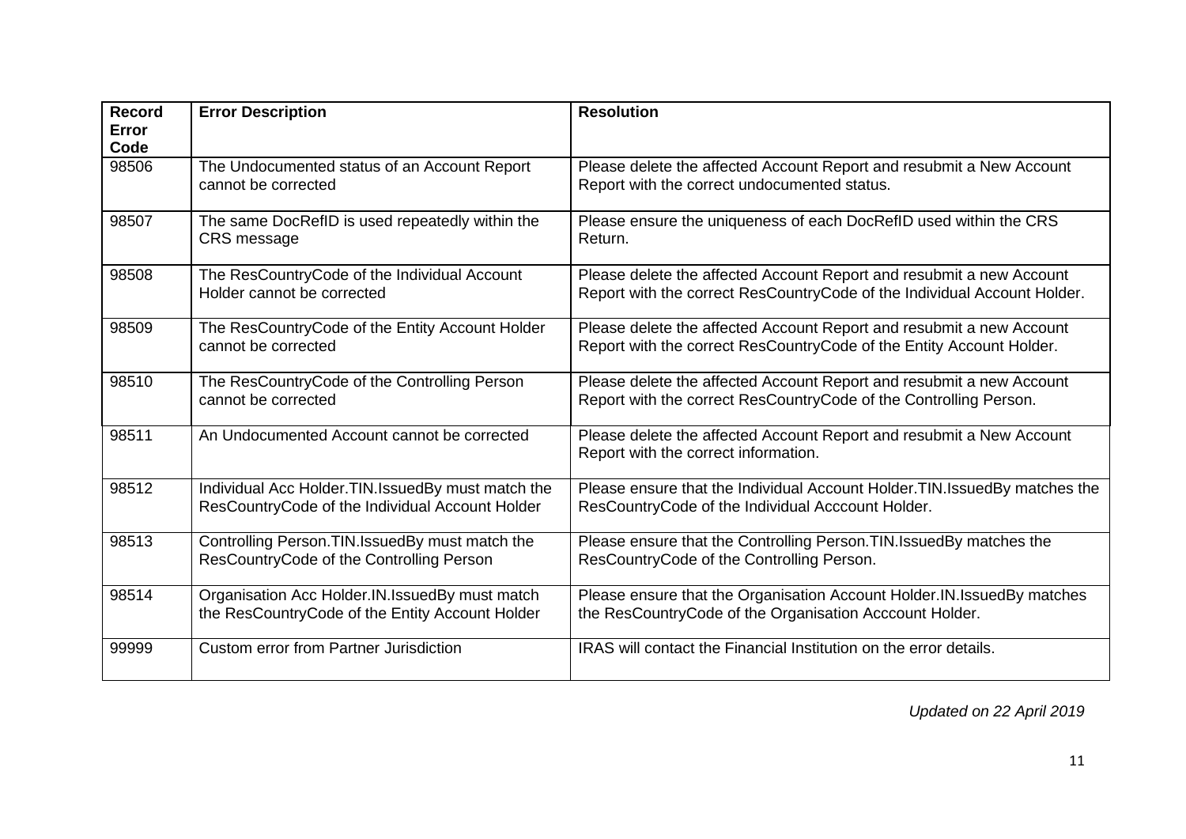| Record Error Code | Error Description | Resolution |
|---|---|---|
| 98506 | The Undocumented status of an Account Report cannot be corrected | Please delete the affected Account Report and resubmit a New Account Report with the correct undocumented status. |
| 98507 | The same DocRefID is used repeatedly within the CRS message | Please ensure the uniqueness of each DocRefID used within the CRS Return. |
| 98508 | The ResCountryCode of the Individual Account Holder cannot be corrected | Please delete the affected Account Report and resubmit a new Account Report with the correct ResCountryCode of the Individual Account Holder. |
| 98509 | The ResCountryCode of the Entity Account Holder cannot be corrected | Please delete the affected Account Report and resubmit a new Account Report with the correct ResCountryCode of the Entity Account Holder. |
| 98510 | The ResCountryCode of the Controlling Person cannot be corrected | Please delete the affected Account Report and resubmit a new Account Report with the correct ResCountryCode of the Controlling Person. |
| 98511 | An Undocumented Account cannot be corrected | Please delete the affected Account Report and resubmit a New Account Report with the correct information. |
| 98512 | Individual Acc Holder.TIN.IssuedBy must match the ResCountryCode of the Individual Account Holder | Please ensure that the Individual Account Holder.TIN.IssuedBy matches the ResCountryCode of the Individual Acccount Holder. |
| 98513 | Controlling Person.TIN.IssuedBy must match the ResCountryCode of the Controlling Person | Please ensure that the Controlling Person.TIN.IssuedBy matches the ResCountryCode of the Controlling Person. |
| 98514 | Organisation Acc Holder.IN.IssuedBy must match the ResCountryCode of the Entity Account Holder | Please ensure that the Organisation Account Holder.IN.IssuedBy matches the ResCountryCode of the Organisation Acccount Holder. |
| 99999 | Custom error from Partner Jurisdiction | IRAS will contact the Financial Institution on the error details. |

*Updated on 22 April 2019*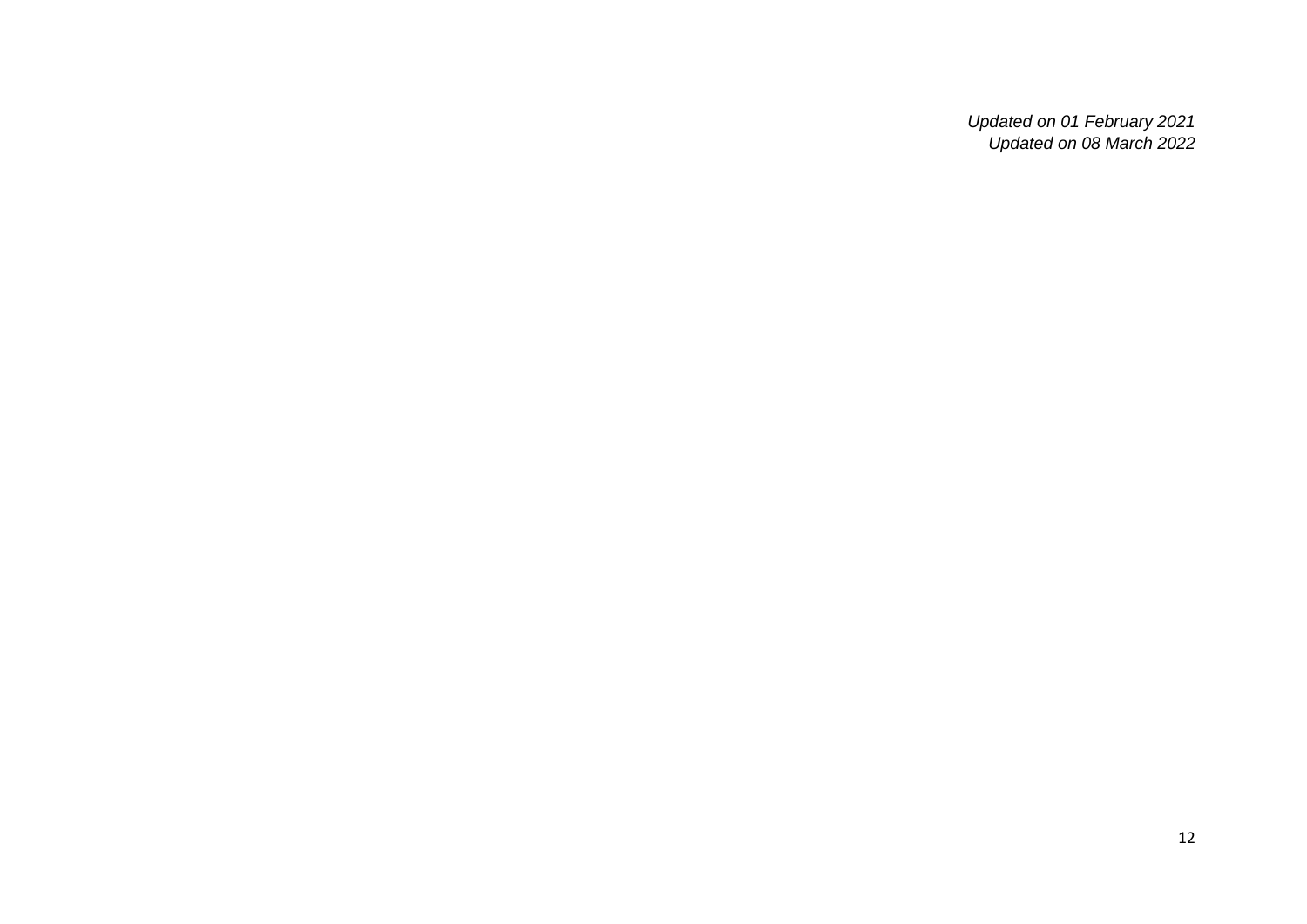*Updated on 01 February 2021*
*Updated on 08 March 2022*